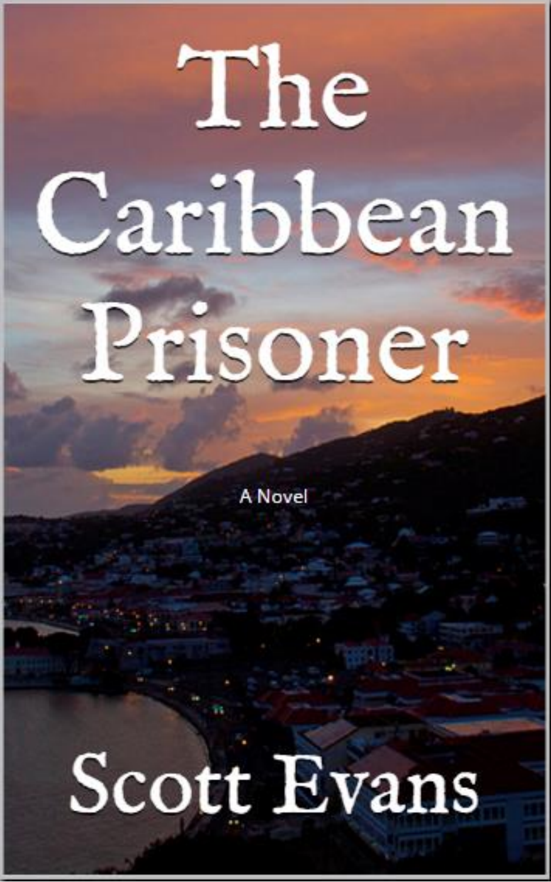# The Caribbean Prisoner

A Novel

Scott Evans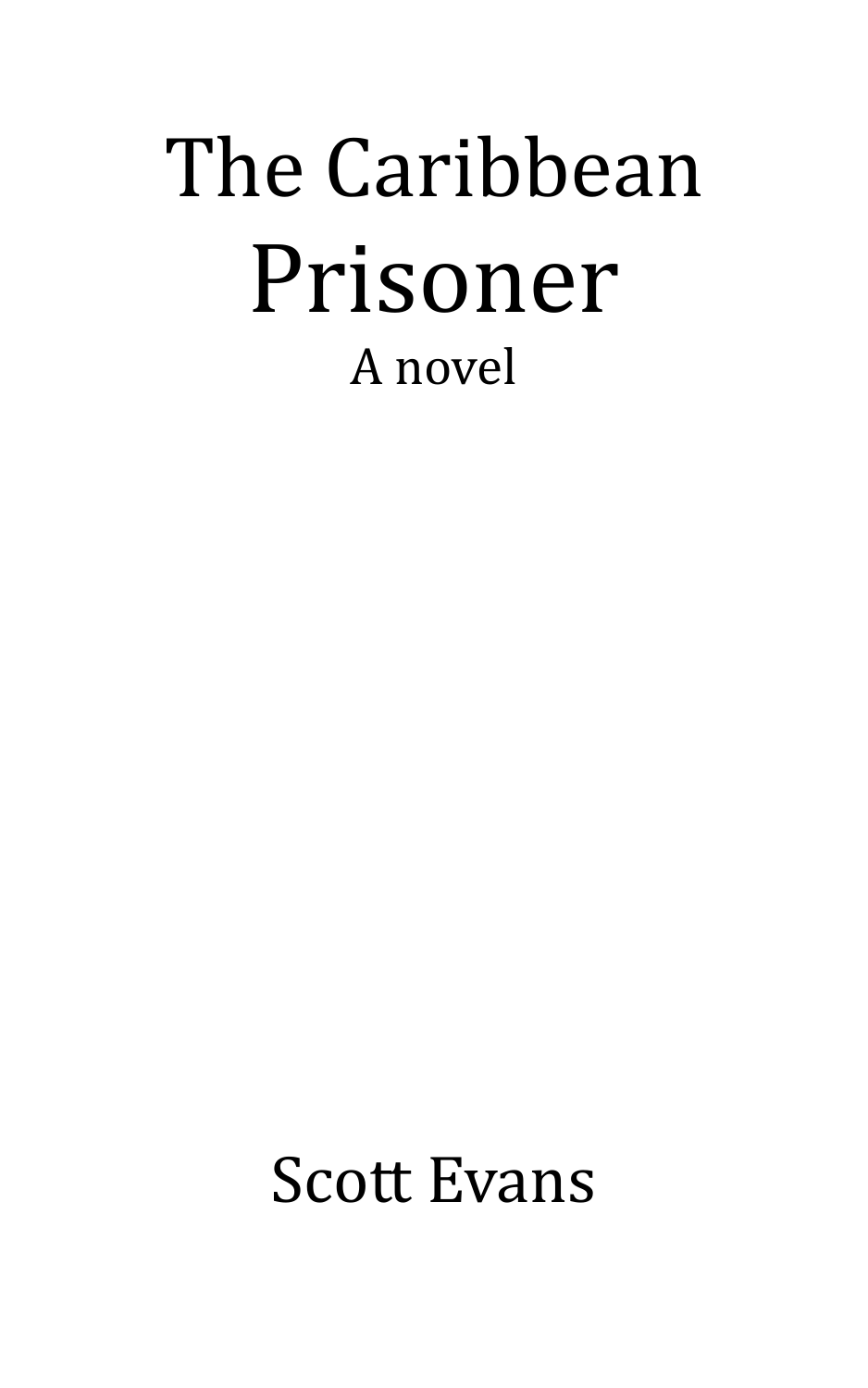# The Caribbean Prisoner

A novel

Scott Evans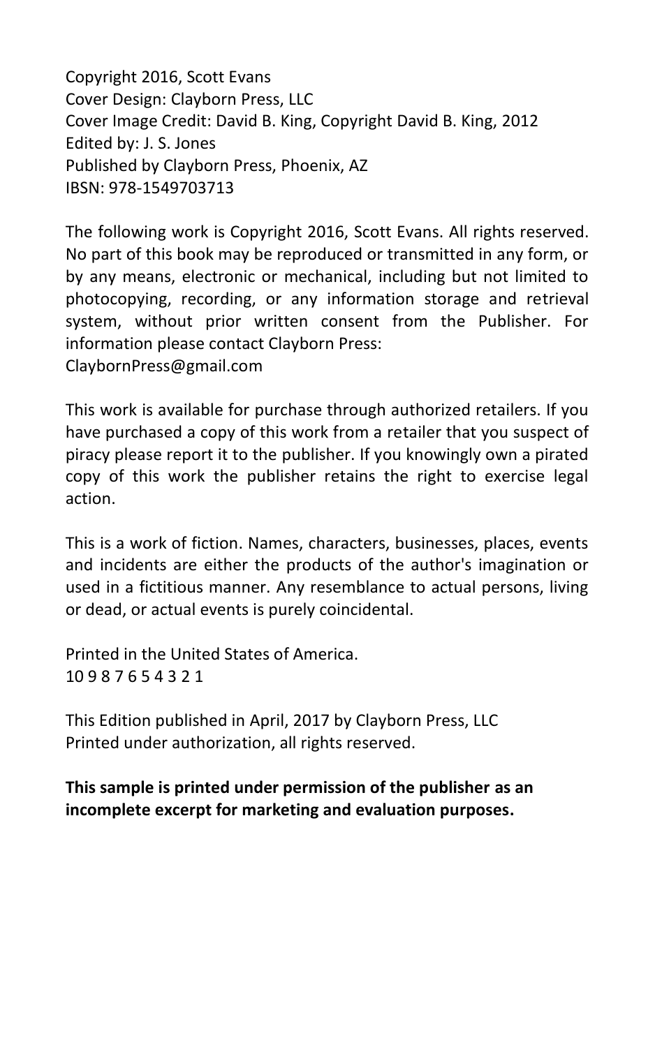Copyright 2016, Scott Evans
Cover Design: Clayborn Press, LLC
Cover Image Credit: David B. King, Copyright David B. King, 2012
Edited by: J. S. Jones
Published by Clayborn Press, Phoenix, AZ
IBSN: 978-1549703713

The following work is Copyright 2016, Scott Evans. All rights reserved. No part of this book may be reproduced or transmitted in any form, or by any means, electronic or mechanical, including but not limited to photocopying, recording, or any information storage and retrieval system, without prior written consent from the Publisher. For information please contact Clayborn Press:
ClaybornPress@gmail.com

This work is available for purchase through authorized retailers. If you have purchased a copy of this work from a retailer that you suspect of piracy please report it to the publisher. If you knowingly own a pirated copy of this work the publisher retains the right to exercise legal action.

This is a work of fiction. Names, characters, businesses, places, events and incidents are either the products of the author's imagination or used in a fictitious manner. Any resemblance to actual persons, living or dead, or actual events is purely coincidental.

Printed in the United States of America.
10 9 8 7 6 5 4 3 2 1

This Edition published in April, 2017 by Clayborn Press, LLC
Printed under authorization, all rights reserved.

**This sample is printed under permission of the publisher as an incomplete excerpt for marketing and evaluation purposes.**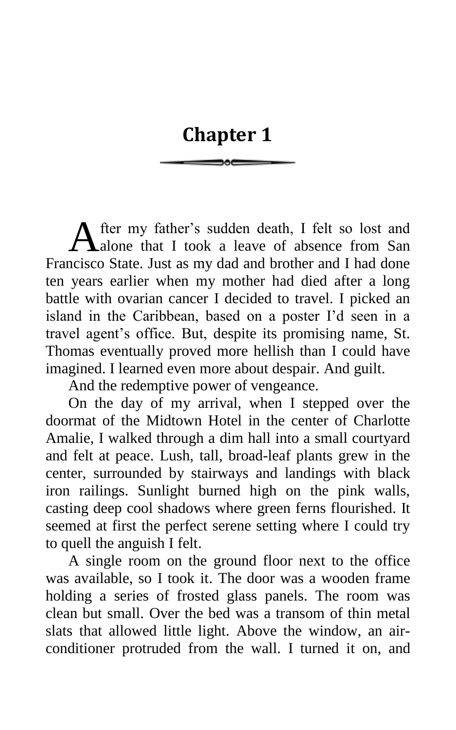# Chapter 1

After my father's sudden death, I felt so lost and alone that I took a leave of absence from San Francisco State. Just as my dad and brother and I had done ten years earlier when my mother had died after a long battle with ovarian cancer I decided to travel. I picked an island in the Caribbean, based on a poster I'd seen in a travel agent's office. But, despite its promising name, St. Thomas eventually proved more hellish than I could have imagined. I learned even more about despair. And guilt.

And the redemptive power of vengeance.

On the day of my arrival, when I stepped over the doormat of the Midtown Hotel in the center of Charlotte Amalie, I walked through a dim hall into a small courtyard and felt at peace. Lush, tall, broad-leaf plants grew in the center, surrounded by stairways and landings with black iron railings. Sunlight burned high on the pink walls, casting deep cool shadows where green ferns flourished. It seemed at first the perfect serene setting where I could try to quell the anguish I felt.

A single room on the ground floor next to the office was available, so I took it. The door was a wooden frame holding a series of frosted glass panels. The room was clean but small. Over the bed was a transom of thin metal slats that allowed little light. Above the window, an air-conditioner protruded from the wall. I turned it on, and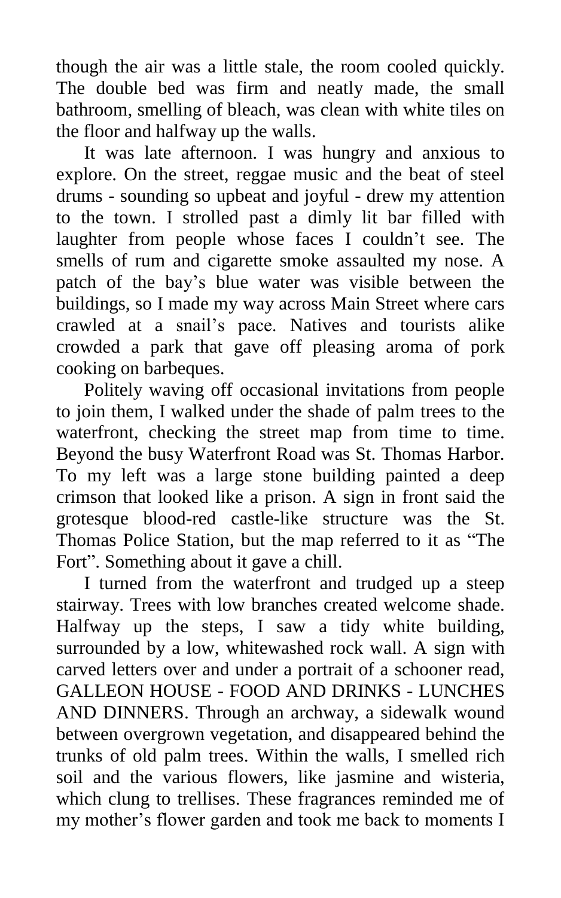though the air was a little stale, the room cooled quickly. The double bed was firm and neatly made, the small bathroom, smelling of bleach, was clean with white tiles on the floor and halfway up the walls.

It was late afternoon. I was hungry and anxious to explore. On the street, reggae music and the beat of steel drums - sounding so upbeat and joyful - drew my attention to the town. I strolled past a dimly lit bar filled with laughter from people whose faces I couldn't see. The smells of rum and cigarette smoke assaulted my nose. A patch of the bay's blue water was visible between the buildings, so I made my way across Main Street where cars crawled at a snail's pace. Natives and tourists alike crowded a park that gave off pleasing aroma of pork cooking on barbeques.

Politely waving off occasional invitations from people to join them, I walked under the shade of palm trees to the waterfront, checking the street map from time to time. Beyond the busy Waterfront Road was St. Thomas Harbor. To my left was a large stone building painted a deep crimson that looked like a prison. A sign in front said the grotesque blood-red castle-like structure was the St. Thomas Police Station, but the map referred to it as "The Fort". Something about it gave a chill.

I turned from the waterfront and trudged up a steep stairway. Trees with low branches created welcome shade. Halfway up the steps, I saw a tidy white building, surrounded by a low, whitewashed rock wall. A sign with carved letters over and under a portrait of a schooner read, GALLEON HOUSE - FOOD AND DRINKS - LUNCHES AND DINNERS. Through an archway, a sidewalk wound between overgrown vegetation, and disappeared behind the trunks of old palm trees. Within the walls, I smelled rich soil and the various flowers, like jasmine and wisteria, which clung to trellises. These fragrances reminded me of my mother's flower garden and took me back to moments I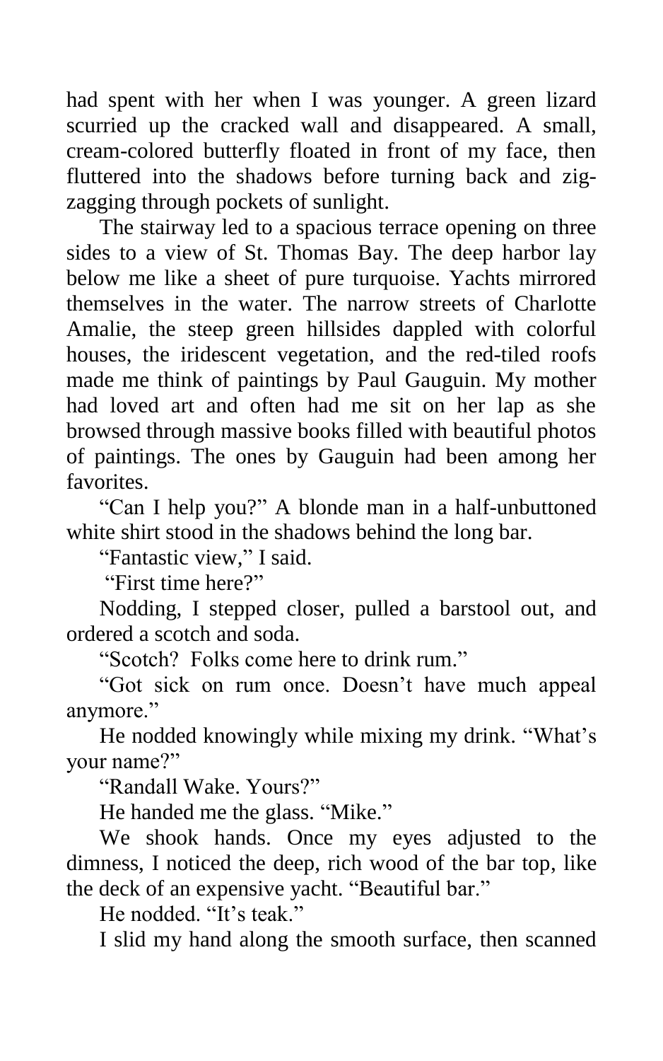had spent with her when I was younger. A green lizard scurried up the cracked wall and disappeared. A small, cream-colored butterfly floated in front of my face, then fluttered into the shadows before turning back and zig-zagging through pockets of sunlight.

The stairway led to a spacious terrace opening on three sides to a view of St. Thomas Bay. The deep harbor lay below me like a sheet of pure turquoise. Yachts mirrored themselves in the water. The narrow streets of Charlotte Amalie, the steep green hillsides dappled with colorful houses, the iridescent vegetation, and the red-tiled roofs made me think of paintings by Paul Gauguin. My mother had loved art and often had me sit on her lap as she browsed through massive books filled with beautiful photos of paintings. The ones by Gauguin had been among her favorites.

"Can I help you?" A blonde man in a half-unbuttoned white shirt stood in the shadows behind the long bar.

"Fantastic view," I said.

"First time here?"

Nodding, I stepped closer, pulled a barstool out, and ordered a scotch and soda.

"Scotch? Folks come here to drink rum."

"Got sick on rum once. Doesn't have much appeal anymore."

He nodded knowingly while mixing my drink. "What's your name?"

"Randall Wake. Yours?"

He handed me the glass. "Mike."

We shook hands. Once my eyes adjusted to the dimness, I noticed the deep, rich wood of the bar top, like the deck of an expensive yacht. "Beautiful bar."

He nodded. "It's teak."

I slid my hand along the smooth surface, then scanned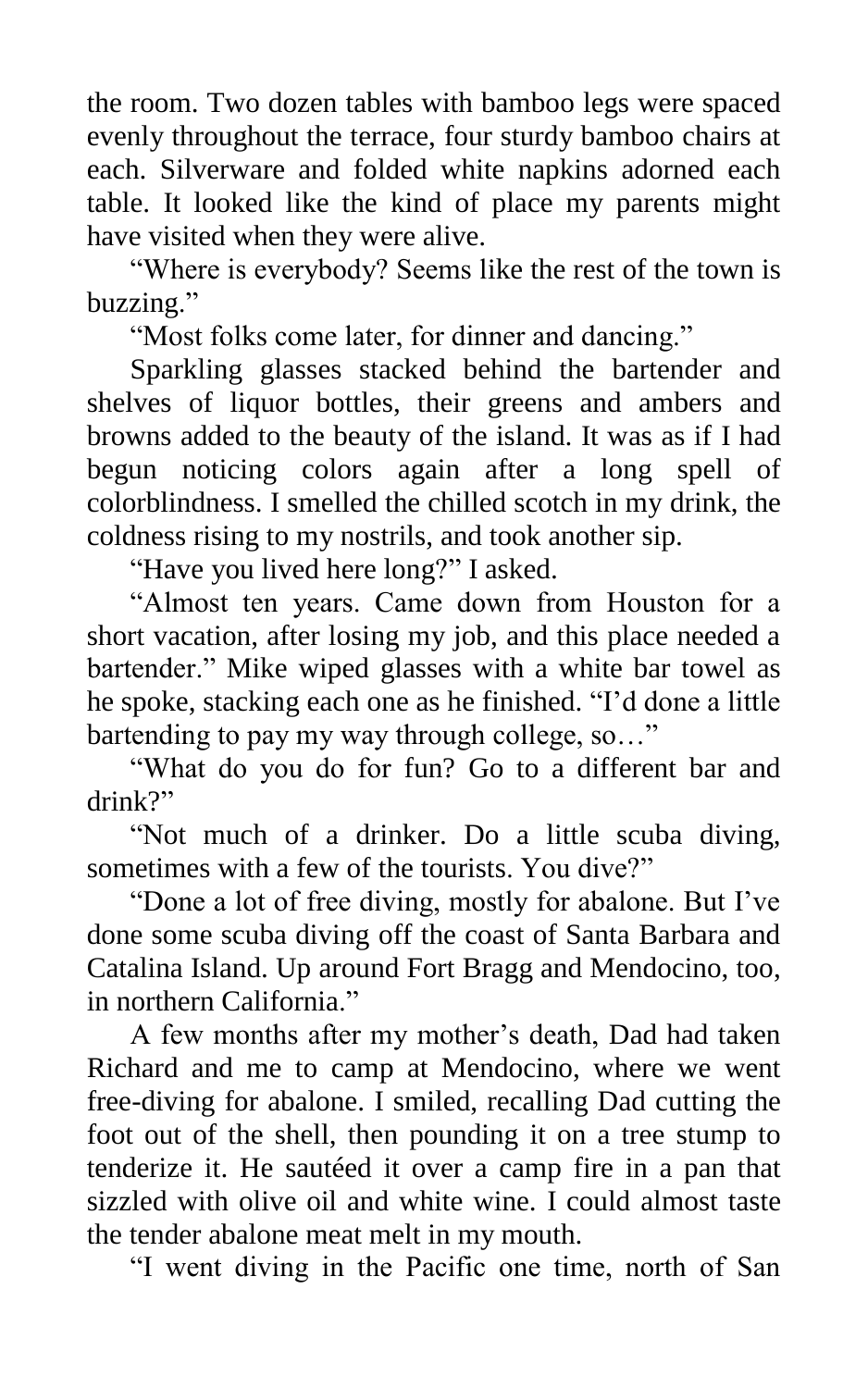the room. Two dozen tables with bamboo legs were spaced evenly throughout the terrace, four sturdy bamboo chairs at each. Silverware and folded white napkins adorned each table. It looked like the kind of place my parents might have visited when they were alive.

"Where is everybody? Seems like the rest of the town is buzzing."

"Most folks come later, for dinner and dancing."

Sparkling glasses stacked behind the bartender and shelves of liquor bottles, their greens and ambers and browns added to the beauty of the island. It was as if I had begun noticing colors again after a long spell of colorblindness. I smelled the chilled scotch in my drink, the coldness rising to my nostrils, and took another sip.

"Have you lived here long?" I asked.

"Almost ten years. Came down from Houston for a short vacation, after losing my job, and this place needed a bartender." Mike wiped glasses with a white bar towel as he spoke, stacking each one as he finished. "I'd done a little bartending to pay my way through college, so…"

"What do you do for fun? Go to a different bar and drink?"

"Not much of a drinker. Do a little scuba diving, sometimes with a few of the tourists. You dive?"

"Done a lot of free diving, mostly for abalone. But I've done some scuba diving off the coast of Santa Barbara and Catalina Island. Up around Fort Bragg and Mendocino, too, in northern California."

A few months after my mother's death, Dad had taken Richard and me to camp at Mendocino, where we went free-diving for abalone. I smiled, recalling Dad cutting the foot out of the shell, then pounding it on a tree stump to tenderize it. He sautéed it over a camp fire in a pan that sizzled with olive oil and white wine. I could almost taste the tender abalone meat melt in my mouth.

"I went diving in the Pacific one time, north of San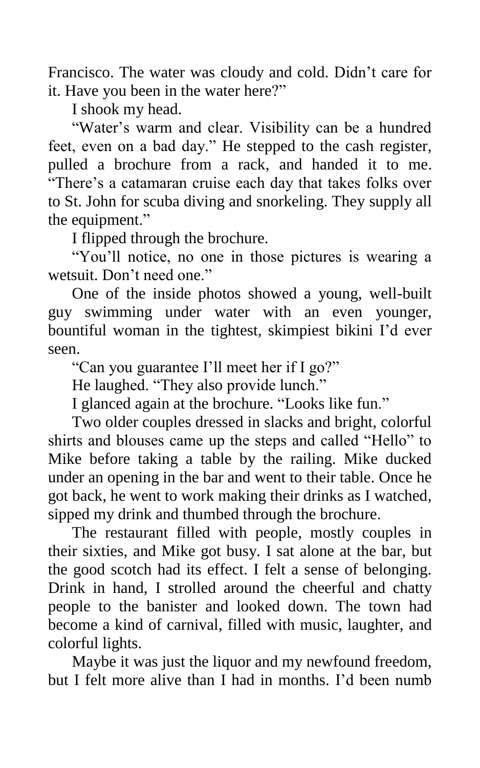Francisco. The water was cloudy and cold. Didn't care for it. Have you been in the water here?"

I shook my head.

"Water's warm and clear. Visibility can be a hundred feet, even on a bad day." He stepped to the cash register, pulled a brochure from a rack, and handed it to me. "There's a catamaran cruise each day that takes folks over to St. John for scuba diving and snorkeling. They supply all the equipment."

I flipped through the brochure.

"You'll notice, no one in those pictures is wearing a wetsuit. Don't need one."

One of the inside photos showed a young, well-built guy swimming under water with an even younger, bountiful woman in the tightest, skimpiest bikini I'd ever seen.

"Can you guarantee I'll meet her if I go?"

He laughed. "They also provide lunch."

I glanced again at the brochure. "Looks like fun."

Two older couples dressed in slacks and bright, colorful shirts and blouses came up the steps and called "Hello" to Mike before taking a table by the railing. Mike ducked under an opening in the bar and went to their table. Once he got back, he went to work making their drinks as I watched, sipped my drink and thumbed through the brochure.

The restaurant filled with people, mostly couples in their sixties, and Mike got busy. I sat alone at the bar, but the good scotch had its effect. I felt a sense of belonging. Drink in hand, I strolled around the cheerful and chatty people to the banister and looked down. The town had become a kind of carnival, filled with music, laughter, and colorful lights.

Maybe it was just the liquor and my newfound freedom, but I felt more alive than I had in months. I'd been numb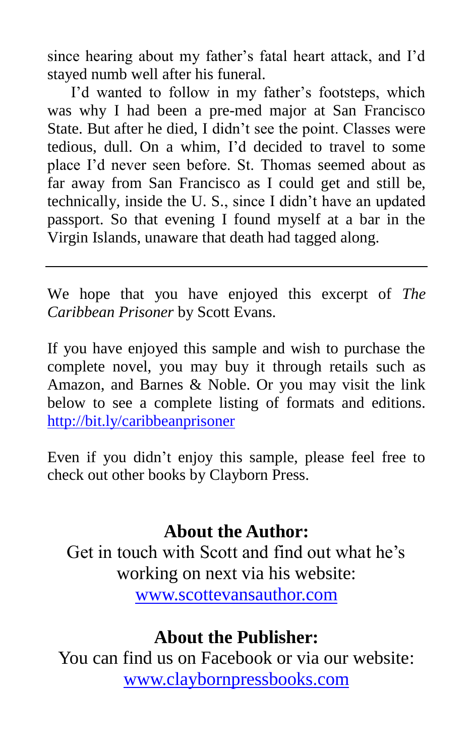since hearing about my father's fatal heart attack, and I'd stayed numb well after his funeral.

I'd wanted to follow in my father's footsteps, which was why I had been a pre-med major at San Francisco State. But after he died, I didn't see the point. Classes were tedious, dull. On a whim, I'd decided to travel to some place I'd never seen before. St. Thomas seemed about as far away from San Francisco as I could get and still be, technically, inside the U. S., since I didn't have an updated passport. So that evening I found myself at a bar in the Virgin Islands, unaware that death had tagged along.

---

We hope that you have enjoyed this excerpt of *The Caribbean Prisoner* by Scott Evans.

If you have enjoyed this sample and wish to purchase the complete novel, you may buy it through retails such as Amazon, and Barnes & Noble. Or you may visit the link below to see a complete listing of formats and editions. http://bit.ly/caribbeanprisoner

Even if you didn't enjoy this sample, please feel free to check out other books by Clayborn Press.

**About the Author:**

Get in touch with Scott and find out what he's working on next via his website: www.scottevansauthor.com

**About the Publisher:**

You can find us on Facebook or via our website: www.claybornpressbooks.com